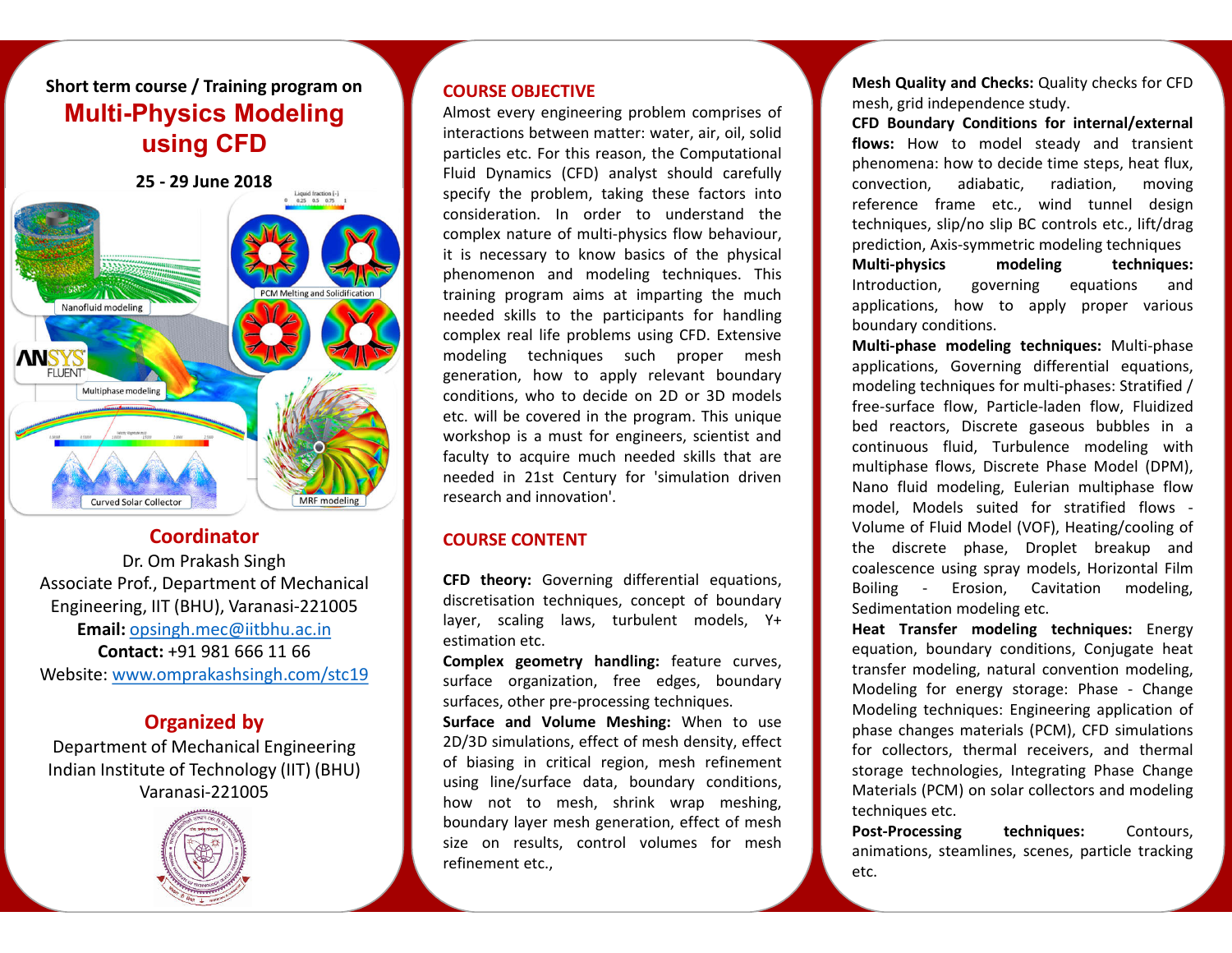Short term course / Training program on

# Multi-Physics Modeling using CFD

**25 - 29 June 2018**

Nanofluid modeling

PCM Melting and Solidification

Multiphase modeling

Curved Solar Collector

MRF modeling

## Coordinator

Dr. Om Prakash Singh
Associate Prof., Department of Mechanical Engineering, IIT (BHU), Varanasi-221005
**Email:** opsingh.mec@iitbhu.ac.in
**Contact:** +91 981 666 11 66
Website: www.omprakashsingh.com/stc19

## Organized by

Department of Mechanical Engineering
Indian Institute of Technology (IIT) (BHU)
Varanasi-221005

## COURSE OBJECTIVE

Almost every engineering problem comprises of interactions between matter: water, air, oil, solid particles etc. For this reason, the Computational Fluid Dynamics (CFD) analyst should carefully specify the problem, taking these factors into consideration. In order to understand the complex nature of multi-physics flow behaviour, it is necessary to know basics of the physical phenomenon and modeling techniques. This training program aims at imparting the much needed skills to the participants for handling complex real life problems using CFD. Extensive modeling techniques such proper mesh generation, how to apply relevant boundary conditions, who to decide on 2D or 3D models etc. will be covered in the program. This unique workshop is a must for engineers, scientist and faculty to acquire much needed skills that are needed in 21st Century for 'simulation driven research and innovation'.

## COURSE CONTENT

**CFD theory:** Governing differential equations, discretisation techniques, concept of boundary layer, scaling laws, turbulent models, Y+ estimation etc.

**Complex geometry handling:** feature curves, surface organization, free edges, boundary surfaces, other pre-processing techniques.

**Surface and Volume Meshing:** When to use 2D/3D simulations, effect of mesh density, effect of biasing in critical region, mesh refinement using line/surface data, boundary conditions, how not to mesh, shrink wrap meshing, boundary layer mesh generation, effect of mesh size on results, control volumes for mesh refinement etc.,

**Mesh Quality and Checks:** Quality checks for CFD mesh, grid independence study.

**CFD Boundary Conditions for internal/external flows:** How to model steady and transient phenomena: how to decide time steps, heat flux, convection, adiabatic, radiation, moving reference frame etc., wind tunnel design techniques, slip/no slip BC controls etc., lift/drag prediction, Axis-symmetric modeling techniques

**Multi-physics modeling techniques:** Introduction, governing equations and applications, how to apply proper various boundary conditions.

**Multi-phase modeling techniques:** Multi-phase applications, Governing differential equations, modeling techniques for multi-phases: Stratified / free-surface flow, Particle-laden flow, Fluidized bed reactors, Discrete gaseous bubbles in a continuous fluid, Turbulence modeling with multiphase flows, Discrete Phase Model (DPM), Nano fluid modeling, Eulerian multiphase flow model, Models suited for stratified flows - Volume of Fluid Model (VOF), Heating/cooling of the discrete phase, Droplet breakup and coalescence using spray models, Horizontal Film Boiling - Erosion, Cavitation modeling, Sedimentation modeling etc.

**Heat Transfer modeling techniques:** Energy equation, boundary conditions, Conjugate heat transfer modeling, natural convention modeling, Modeling for energy storage: Phase - Change Modeling techniques: Engineering application of phase changes materials (PCM), CFD simulations for collectors, thermal receivers, and thermal storage technologies, Integrating Phase Change Materials (PCM) on solar collectors and modeling techniques etc.

**Post-Processing techniques:** Contours, animations, steamlines, scenes, particle tracking etc.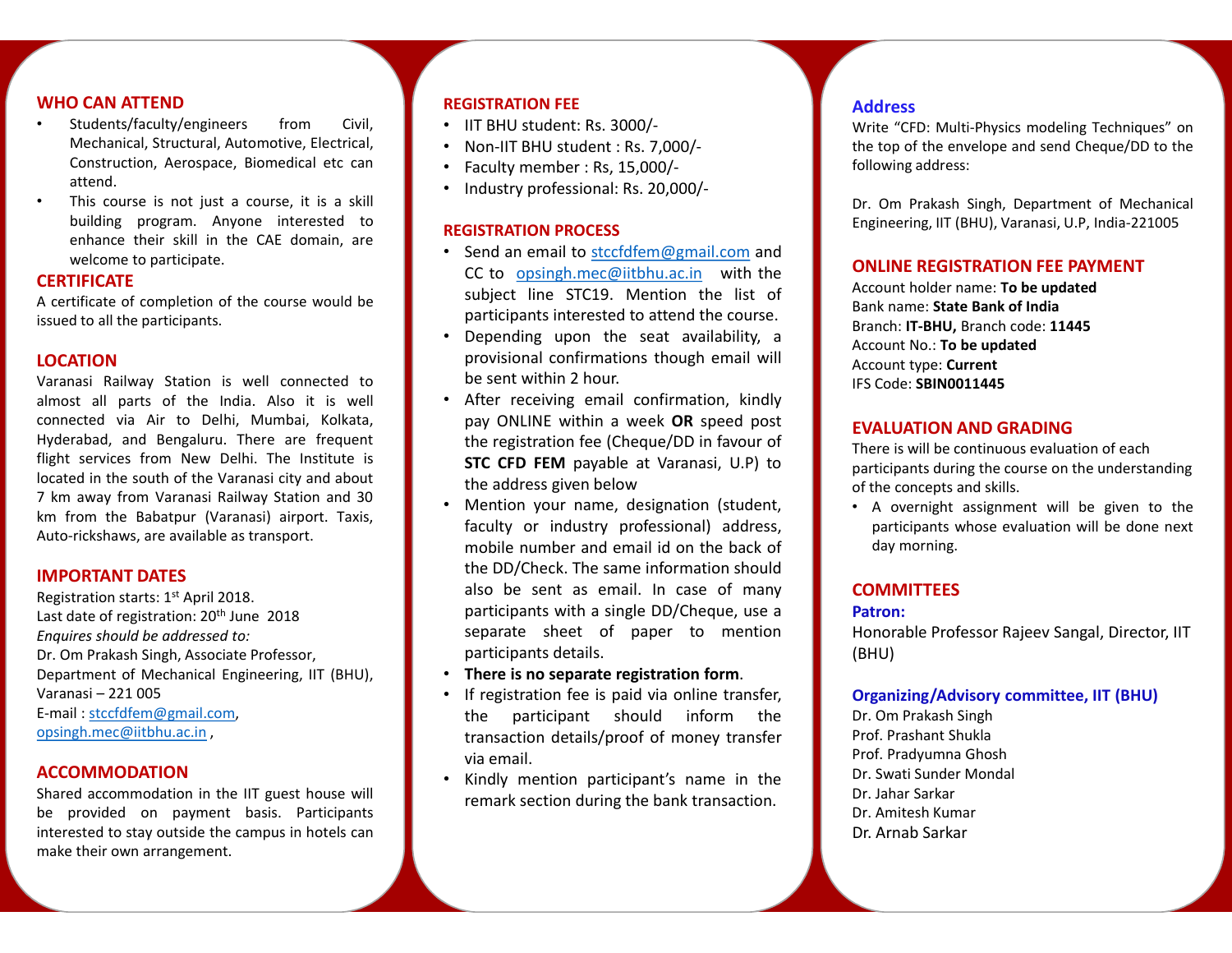## WHO CAN ATTEND

- Students/faculty/engineers from Civil, Mechanical, Structural, Automotive, Electrical, Construction, Aerospace, Biomedical etc can attend.
- This course is not just a course, it is a skill building program. Anyone interested to enhance their skill in the CAE domain, are welcome to participate.

## CERTIFICATE

A certificate of completion of the course would be issued to all the participants.

## LOCATION

Varanasi Railway Station is well connected to almost all parts of the India. Also it is well connected via Air to Delhi, Mumbai, Kolkata, Hyderabad, and Bengaluru. There are frequent flight services from New Delhi. The Institute is located in the south of the Varanasi city and about 7 km away from Varanasi Railway Station and 30 km from the Babatpur (Varanasi) airport. Taxis, Auto-rickshaws, are available as transport.

## IMPORTANT DATES

Registration starts: 1st April 2018.
Last date of registration: 20th June 2018
*Enquires should be addressed to:*
Dr. Om Prakash Singh, Associate Professor, Department of Mechanical Engineering, IIT (BHU), Varanasi – 221 005
E-mail : stccfdfem@gmail.com, opsingh.mec@iitbhu.ac.in ,

## ACCOMMODATION

Shared accommodation in the IIT guest house will be provided on payment basis. Participants interested to stay outside the campus in hotels can make their own arrangement.

## REGISTRATION FEE

- IIT BHU student: Rs. 3000/-
- Non-IIT BHU student : Rs. 7,000/-
- Faculty member : Rs, 15,000/-
- Industry professional: Rs. 20,000/-

## REGISTRATION PROCESS

- Send an email to stccfdfem@gmail.com and CC to opsingh.mec@iitbhu.ac.in with the subject line STC19. Mention the list of participants interested to attend the course.
- Depending upon the seat availability, a provisional confirmations though email will be sent within 2 hour.
- After receiving email confirmation, kindly pay ONLINE within a week **OR** speed post the registration fee (Cheque/DD in favour of **STC CFD FEM** payable at Varanasi, U.P) to the address given below
- Mention your name, designation (student, faculty or industry professional) address, mobile number and email id on the back of the DD/Check. The same information should also be sent as email. In case of many participants with a single DD/Cheque, use a separate sheet of paper to mention participants details.
- **There is no separate registration form**.
- If registration fee is paid via online transfer, the participant should inform the transaction details/proof of money transfer via email.
- Kindly mention participant's name in the remark section during the bank transaction.

## Address

Write "CFD: Multi-Physics modeling Techniques" on the top of the envelope and send Cheque/DD to the following address:

Dr. Om Prakash Singh, Department of Mechanical Engineering, IIT (BHU), Varanasi, U.P, India-221005

## ONLINE REGISTRATION FEE PAYMENT

Account holder name: **To be updated**
Bank name: **State Bank of India**
Branch: **IT-BHU,** Branch code: **11445**
Account No.: **To be updated**
Account type: **Current**
IFS Code: **SBIN0011445**

## EVALUATION AND GRADING

There is will be continuous evaluation of each participants during the course on the understanding of the concepts and skills.

- A overnight assignment will be given to the participants whose evaluation will be done next day morning.

## COMMITTEES

### Patron:

Honorable Professor Rajeev Sangal, Director, IIT (BHU)

### Organizing/Advisory committee, IIT (BHU)

Dr. Om Prakash Singh
Prof. Prashant Shukla
Prof. Pradyumna Ghosh
Dr. Swati Sunder Mondal
Dr. Jahar Sarkar
Dr. Amitesh Kumar
Dr. Arnab Sarkar